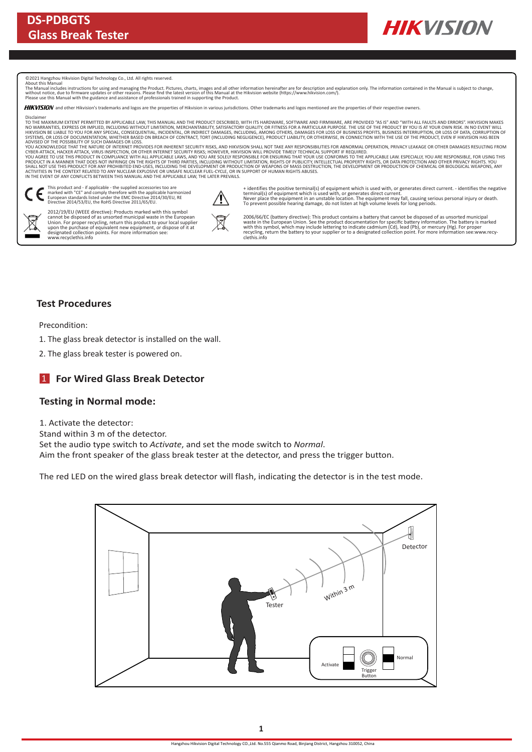# DS-PDBGTS Glass Break Tester

©2021 Hangzhou Hikvision Digital Technology Co., Ltd. All rights reserved.

About this Manual

The Manual includes instructions for using and managing the Product. Pictures, charts, images and all other information hereinafter are for description and explanation only. The information contained in the Manual is subject to change, without notice, due to firmware updates or other reasons. Please find the latest version of this Manual at the Hikvision website (https://www.hikvision.com/).

Please use this Manual with the guidance and assistance of professionals trained in supporting the Product.

**HIKVISION** and other Hikvision's trademarks and logos are the properties of Hikvision in various jurisdictions. Other trademarks and logos mentioned are the properties of their respective owners.

Disclaimer

TO THE MAXIMUM EXTENT PERMITTED BY APPLICABLE LAW, THIS MANUAL AND THE PRODUCT DESCRIBED, WITH ITS HARDWARE, SOFTWARE AND FIRMWARE, ARE PROVIDED "AS IS" AND "WITH ALL FAULTS AND ERRORS". HIKVISION MAKES NO WARRANTIES, EXPRESS OR IMPLIED, INCLUDING WITHOUT LIMITATION, MERCHANTABILITY, SATISFACTORY QUALITY, OR FITNESS FOR A PARTICULAR PURPOSE. THE USE OF THE PRODUCT BY YOU IS AT YOUR OWN RISK. IN NO EVENT WILL HIKVISION BE LIABLE TO YOU FOR ANY SPECIAL, CONSEQUENTIAL, INCIDENTAL, OR INDIRECT DAMAGES, INCLUDING, AMONG OTHERS, DAMAGES FOR LOSS OF BUSINESS PROFITS, BUSINESS INTERRUPTION, OR LOSS OF DATA, CORRUPTION OF SYSTEMS, OR LOSS OF DOCUMENTATION, WHETHER BASED ON BREACH OF CONTRACT, TORT (INCLUDING NEGLIGENCE), PRODUCT LIABILITY, OR OTHERWISE, IN CONNECTION WITH THE USE OF THE PRODUCT, EVEN IF HIKVISION HAS BEEN ADVISED OF THE POSSIBILITY OF SUCH DAMAGES OR LOSS.

YOU ACKNOWLEDGE THAT THE NATURE OF INTERNET PROVIDES FOR INHERENT SECURITY RISKS, AND HIKVISION SHALL NOT TAKE ANY RESPONSIBILITIES FOR ABNORMAL OPERATION, PRIVACY LEAKAGE OR OTHER DAMAGES RESULTING FROM CYBER-ATTACK, HACKER ATTACK, VIRUS INSPECTION, OR OTHER INTERNET SECURITY RISKS; HOWEVER, HIKVISION WILL PROVIDE TIMELY TECHNICAL SUPPORT IF REQUIRED.

YOU AGREE TO USE THIS PRODUCT IN COMPLIANCE WITH ALL APPLICABLE LAWS, AND YOU ARE SOLELY RESPONSIBLE FOR ENSURING THAT YOUR USE CONFORMS TO THE APPLICABLE LAW. ESPECIALLY, YOU ARE RESPONSIBLE, FOR USING THIS PRODUCT IN A MANNER THAT DOES NOT INFRINGE ON THE RIGHTS OF THIRD PARTIES, INCLUDING WITHOUT LIMITATION, RIGHTS OF PUBLICITY, INTELLECTUAL PROPERTY RIGHTS, OR DATA PROTECTION AND OTHER PRIVACY RIGHTS. YOU SHALL NOT USE THIS PRODUCT FOR ANY PROHIBITED END-USES, INCLUDING THE DEVELOPMENT OR PRODUCTION OF WEAPONS OF MASS DESTRUCTION, THE DEVELOPMENT OR PRODUCTION OF CHEMICAL OR BIOLOGICAL WEAPONS, ANY ACTIVITIES IN THE CONTEXT RELATED TO ANY NUCLEAR EXPLOSIVE OR UNSAFE NUCLEAR FUEL-CYCLE, OR IN SUPPORT OF HUMAN RIGHTS ABUSES.

IN THE EVENT OF ANY CONFLICTS BETWEEN THIS MANUAL AND THE APPLICABLE LAW, THE LATER PREVAILS.

This product and - if applicable - the supplied accessories too are marked with "CE" and comply therefore with the applicable harmonized European standards listed under the EMC Directive 2014/30/EU, RE Directive 2014/53/EU, the RoHS Directive 2011/65/EU.

2012/19/EU (WEEE directive): Products marked with this symbol cannot be disposed of as unsorted municipal waste in the European Union. For proper recycling, return this product to your local supplier upon the purchase of equivalent new equipment, or dispose of it at designated collection points. For more information see: www.recyclethis.info

+ identifies the positive terminal(s) of equipment which is used with, or generates direct current. - identifies the negative terminal(s) of equipment which is used with, or generates direct current.

Never place the equipment in an unstable location. The equipment may fall, causing serious personal injury or death.

To prevent possible hearing damage, do not listen at high volume levels for long periods.

2006/66/EC (battery directive): This product contains a battery that cannot be disposed of as unsorted municipal waste in the European Union. See the product documentation for specific battery information. The battery is marked with this symbol, which may include lettering to indicate cadmium (Cd), lead (Pb), or mercury (Hg). For proper recycling, return the battery to your supplier or to a designated collection point. For more information see:www.recyclethis.info

## Test Procedures

Precondition:

1. The glass break detector is installed on the wall.
2. The glass break tester is powered on.

## 1 For Wired Glass Break Detector

### Testing in Normal mode:

1. Activate the detector:

Stand within 3 m of the detector.

Set the audio type switch to *Activate*, and set the mode switch to *Normal*.

Aim the front speaker of the glass break tester at the detector, and press the trigger button.

The red LED on the wired glass break detector will flash, indicating the detector is in the test mode.

Detector

Within 3 m

Tester

Activate

Trigger Button

Normal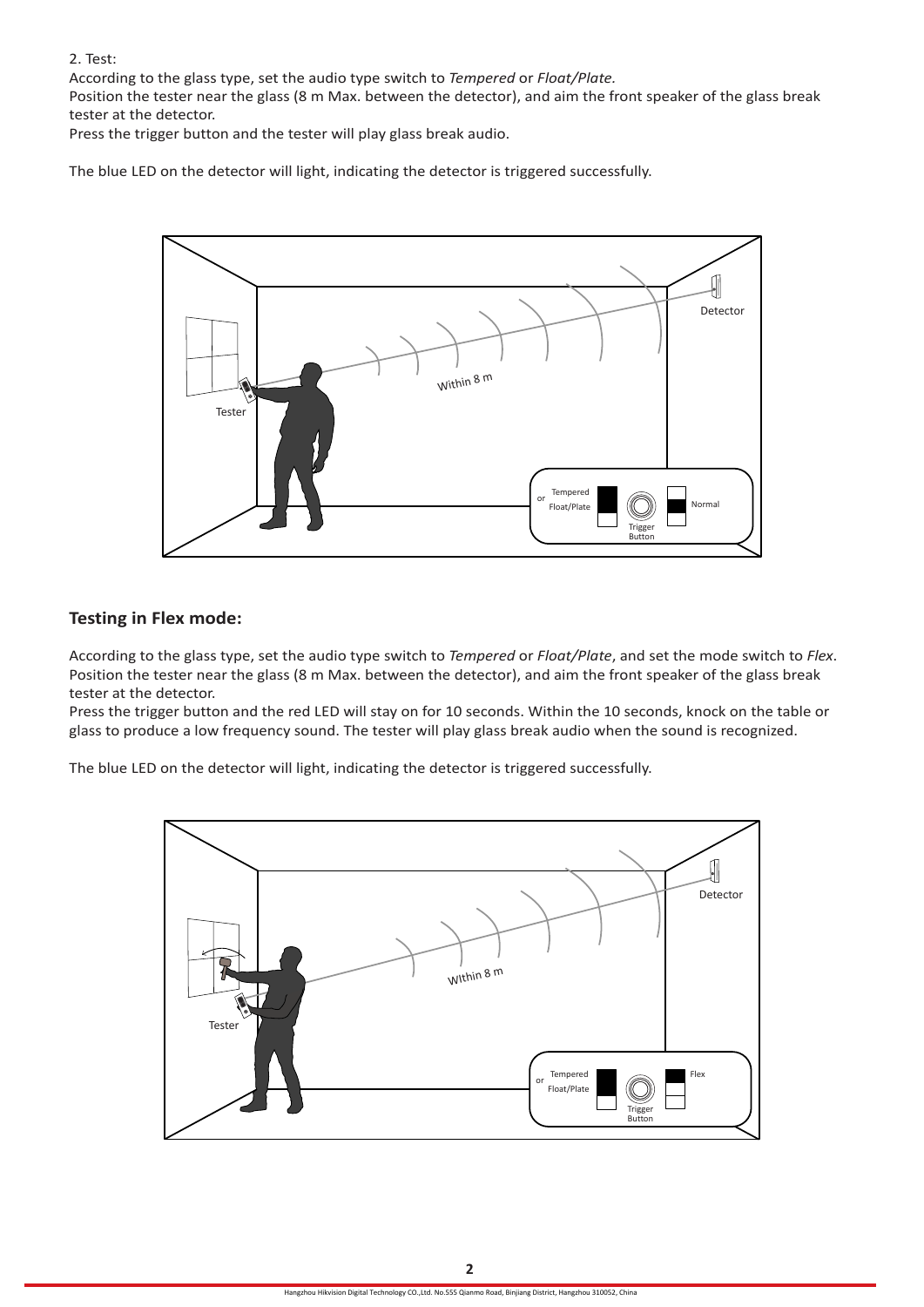2. Test:

According to the glass type, set the audio type switch to *Tempered* or *Float/Plate.*

Position the tester near the glass (8 m Max. between the detector), and aim the front speaker of the glass break tester at the detector.

Press the trigger button and the tester will play glass break audio.

The blue LED on the detector will light, indicating the detector is triggered successfully.

## Testing in Flex mode:

According to the glass type, set the audio type switch to *Tempered* or *Float/Plate*, and set the mode switch to *Flex*. Position the tester near the glass (8 m Max. between the detector), and aim the front speaker of the glass break tester at the detector.

Press the trigger button and the red LED will stay on for 10 seconds. Within the 10 seconds, knock on the table or glass to produce a low frequency sound. The tester will play glass break audio when the sound is recognized.

The blue LED on the detector will light, indicating the detector is triggered successfully.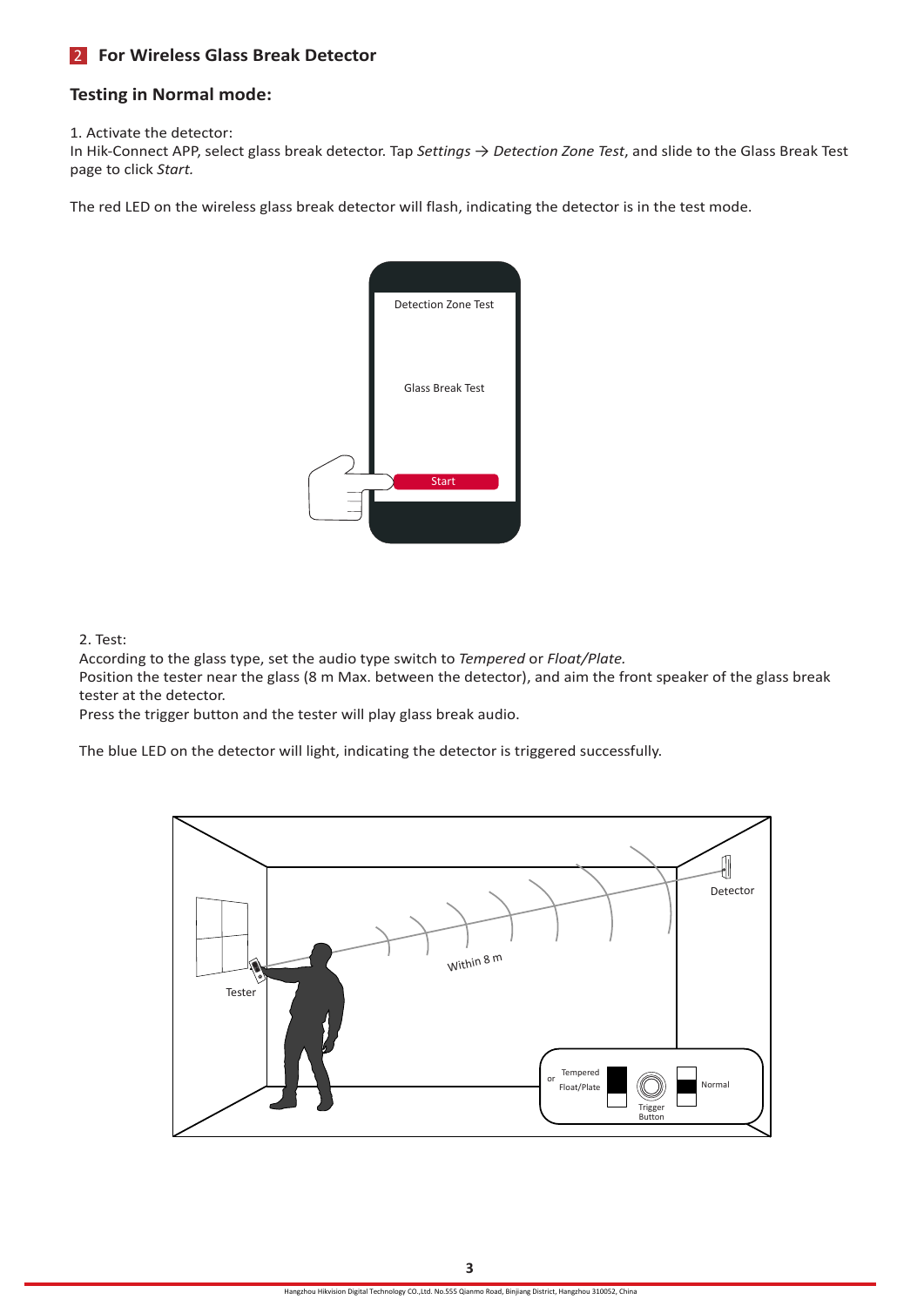## 2 For Wireless Glass Break Detector

### Testing in Normal mode:

1. Activate the detector:
In Hik-Connect APP, select glass break detector. Tap *Settings → Detection Zone Test*, and slide to the Glass Break Test page to click *Start.*

The red LED on the wireless glass break detector will flash, indicating the detector is in the test mode.

2. Test:
According to the glass type, set the audio type switch to *Tempered* or *Float/Plate.*
Position the tester near the glass (8 m Max. between the detector), and aim the front speaker of the glass break tester at the detector.
Press the trigger button and the tester will play glass break audio.

The blue LED on the detector will light, indicating the detector is triggered successfully.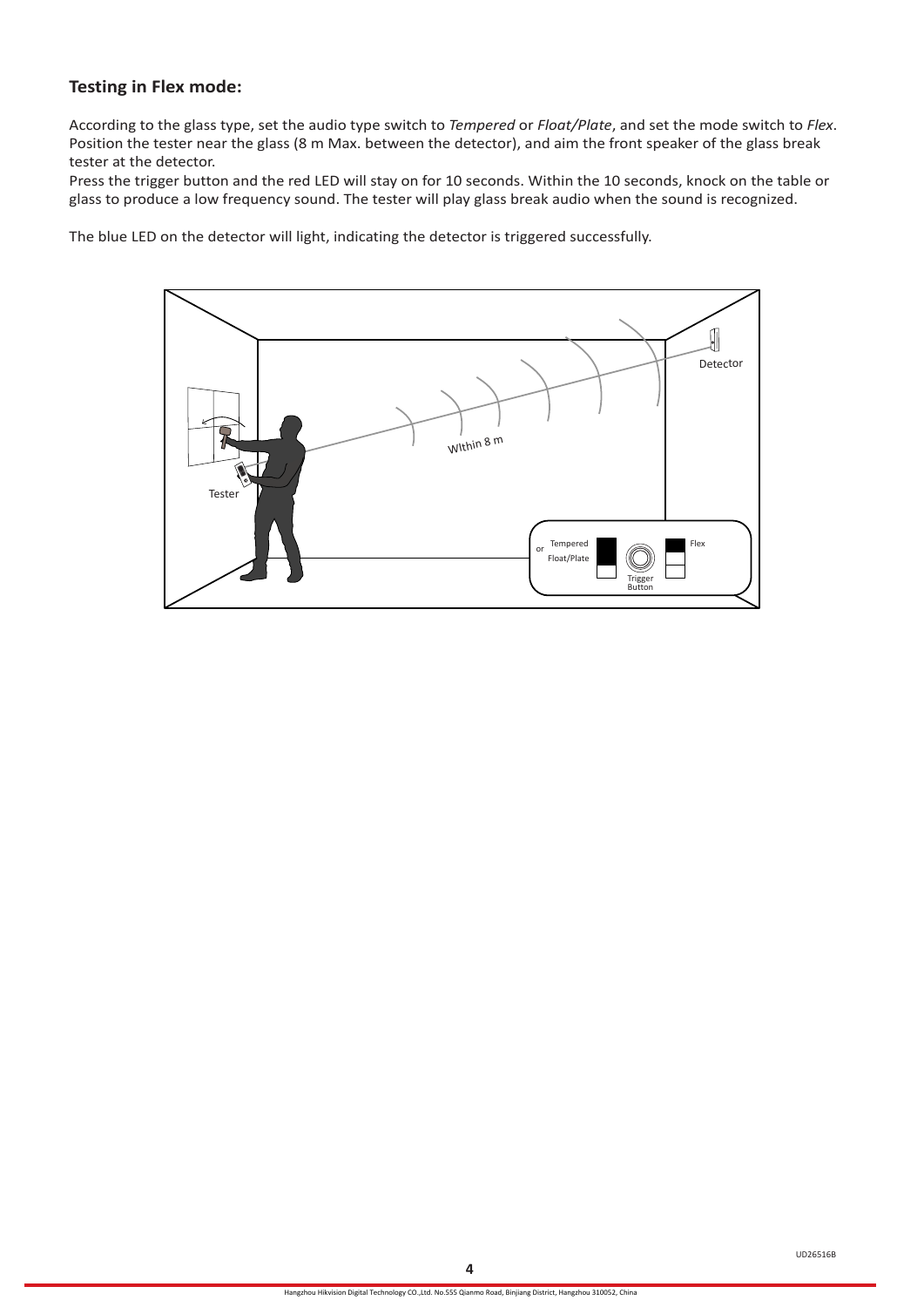### Testing in Flex mode:

According to the glass type, set the audio type switch to *Tempered* or *Float/Plate*, and set the mode switch to *Flex*. Position the tester near the glass (8 m Max. between the detector), and aim the front speaker of the glass break tester at the detector.

Press the trigger button and the red LED will stay on for 10 seconds. Within the 10 seconds, knock on the table or glass to produce a low frequency sound. The tester will play glass break audio when the sound is recognized.

The blue LED on the detector will light, indicating the detector is triggered successfully.

Detector

Within 8 m

Tester

or Tempered

Float/Plate

Trigger Button

Flex

UD26516B